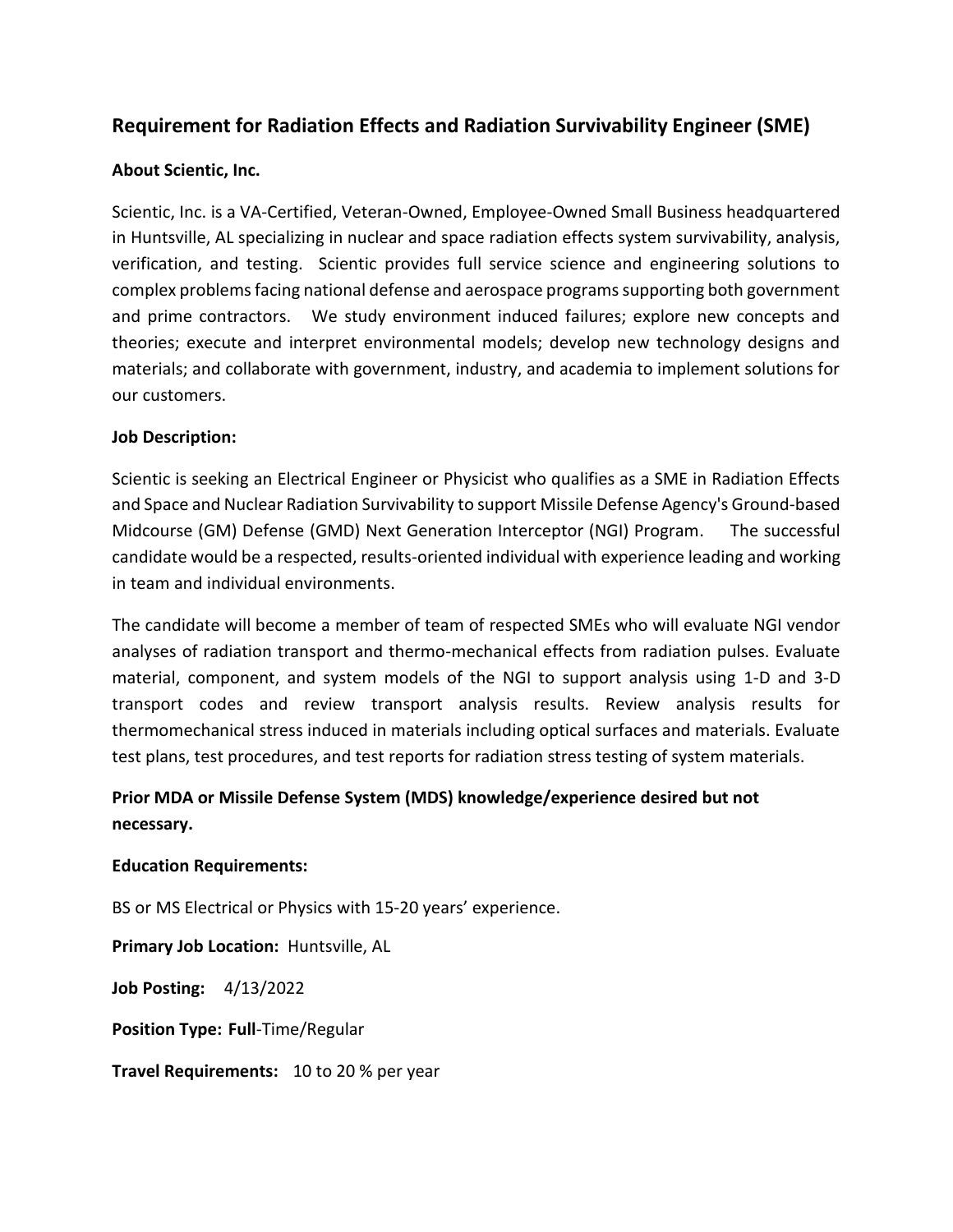## Requirement for Radiation Effects and Radiation Survivability Engineer (SME)

**About Scientic, Inc.**

Scientic, Inc. is a VA-Certified, Veteran-Owned, Employee-Owned Small Business headquartered in Huntsville, AL specializing in nuclear and space radiation effects system survivability, analysis, verification, and testing. Scientic provides full service science and engineering solutions to complex problems facing national defense and aerospace programs supporting both government and prime contractors. We study environment induced failures; explore new concepts and theories; execute and interpret environmental models; develop new technology designs and materials; and collaborate with government, industry, and academia to implement solutions for our customers.

**Job Description:**

Scientic is seeking an Electrical Engineer or Physicist who qualifies as a SME in Radiation Effects and Space and Nuclear Radiation Survivability to support Missile Defense Agency's Ground-based Midcourse (GM) Defense (GMD) Next Generation Interceptor (NGI) Program. The successful candidate would be a respected, results-oriented individual with experience leading and working in team and individual environments.

The candidate will become a member of team of respected SMEs who will evaluate NGI vendor analyses of radiation transport and thermo-mechanical effects from radiation pulses. Evaluate material, component, and system models of the NGI to support analysis using 1-D and 3-D transport codes and review transport analysis results. Review analysis results for thermomechanical stress induced in materials including optical surfaces and materials. Evaluate test plans, test procedures, and test reports for radiation stress testing of system materials.

**Prior MDA or Missile Defense System (MDS) knowledge/experience desired but not necessary.**

**Education Requirements:**

BS or MS Electrical or Physics with 15-20 years' experience.

**Primary Job Location:** Huntsville, AL

**Job Posting:** 4/13/2022

**Position Type: Full**-Time/Regular

**Travel Requirements:** 10 to 20 % per year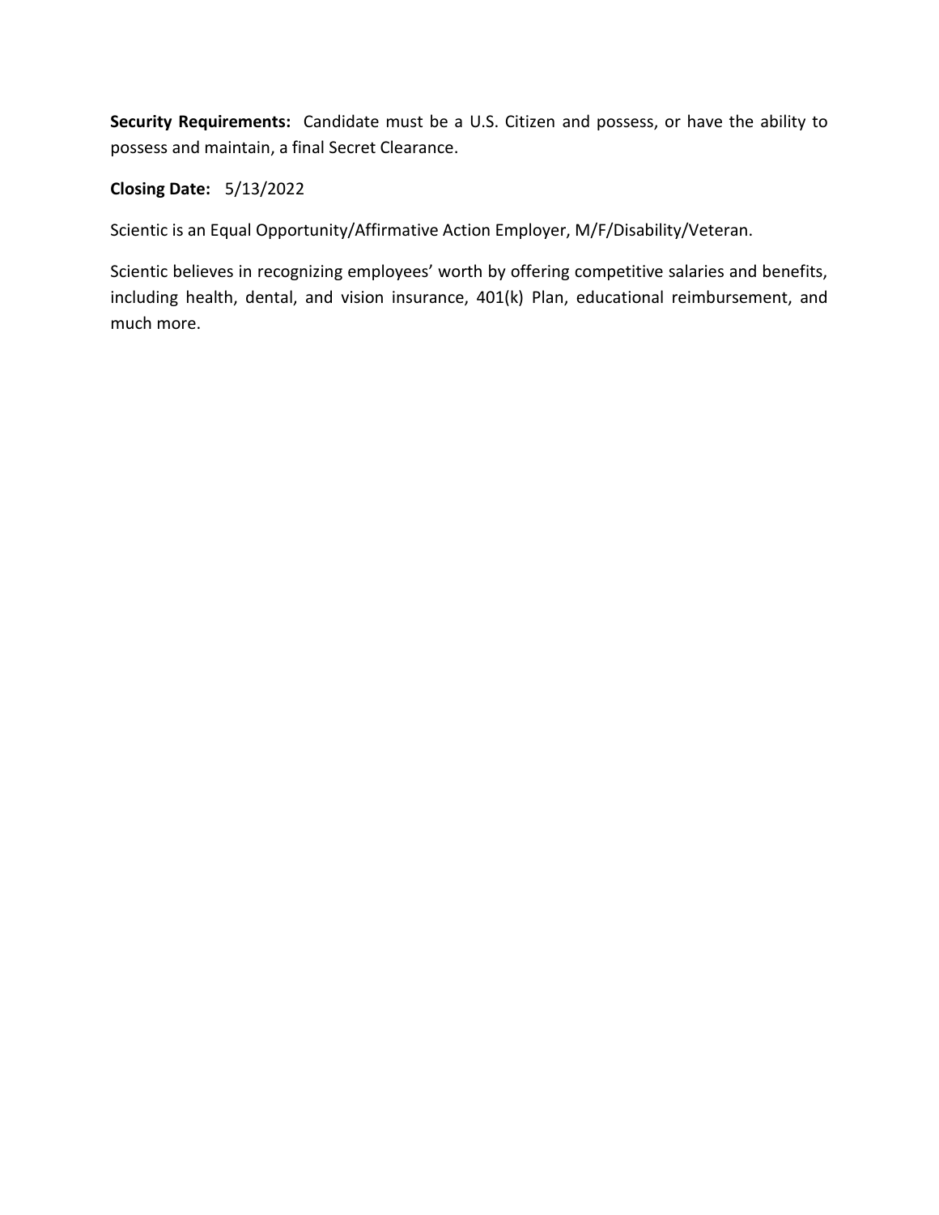**Security Requirements:** Candidate must be a U.S. Citizen and possess, or have the ability to possess and maintain, a final Secret Clearance.

**Closing Date:** 5/13/2022

Scientic is an Equal Opportunity/Affirmative Action Employer, M/F/Disability/Veteran.

Scientic believes in recognizing employees' worth by offering competitive salaries and benefits, including health, dental, and vision insurance, 401(k) Plan, educational reimbursement, and much more.